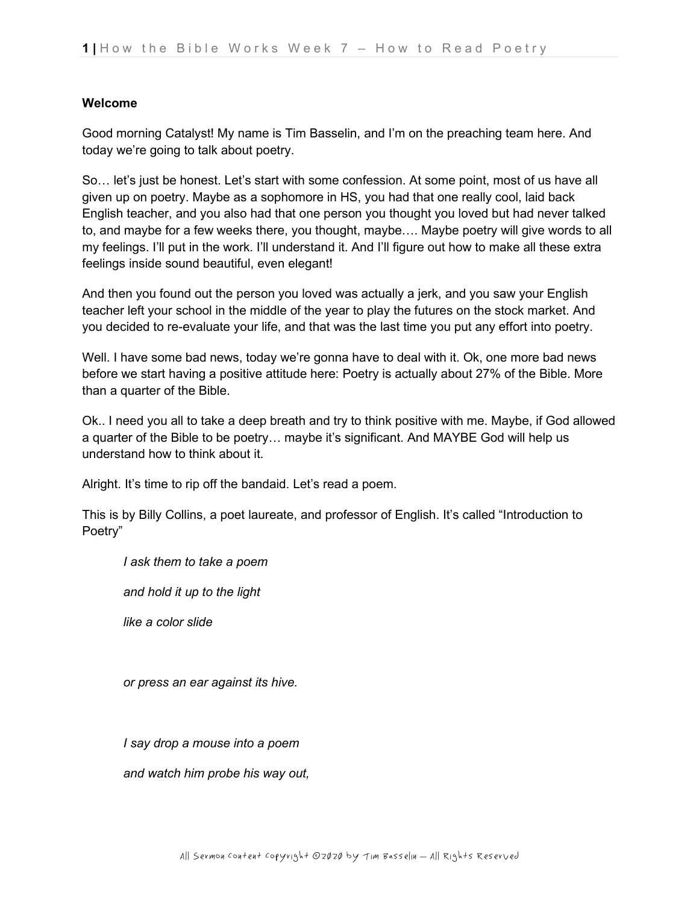**Welcome**

Good morning Catalyst! My name is Tim Basselin, and I'm on the preaching team here. And today we're going to talk about poetry.

So… let's just be honest. Let's start with some confession. At some point, most of us have all given up on poetry. Maybe as a sophomore in HS, you had that one really cool, laid back English teacher, and you also had that one person you thought you loved but had never talked to, and maybe for a few weeks there, you thought, maybe…. Maybe poetry will give words to all my feelings. I'll put in the work. I'll understand it. And I'll figure out how to make all these extra feelings inside sound beautiful, even elegant!

And then you found out the person you loved was actually a jerk, and you saw your English teacher left your school in the middle of the year to play the futures on the stock market. And you decided to re-evaluate your life, and that was the last time you put any effort into poetry.

Well. I have some bad news, today we're gonna have to deal with it. Ok, one more bad news before we start having a positive attitude here: Poetry is actually about 27% of the Bible. More than a quarter of the Bible.

Ok.. I need you all to take a deep breath and try to think positive with me. Maybe, if God allowed a quarter of the Bible to be poetry… maybe it's significant. And MAYBE God will help us understand how to think about it.

Alright. It's time to rip off the bandaid. Let's read a poem.

This is by Billy Collins, a poet laureate, and professor of English. It's called "Introduction to Poetry"

> *I ask them to take a poem*
>
> *and hold it up to the light*
>
> *like a color slide*
>
> *or press an ear against its hive.*
>
> *I say drop a mouse into a poem*
>
> *and watch him probe his way out,*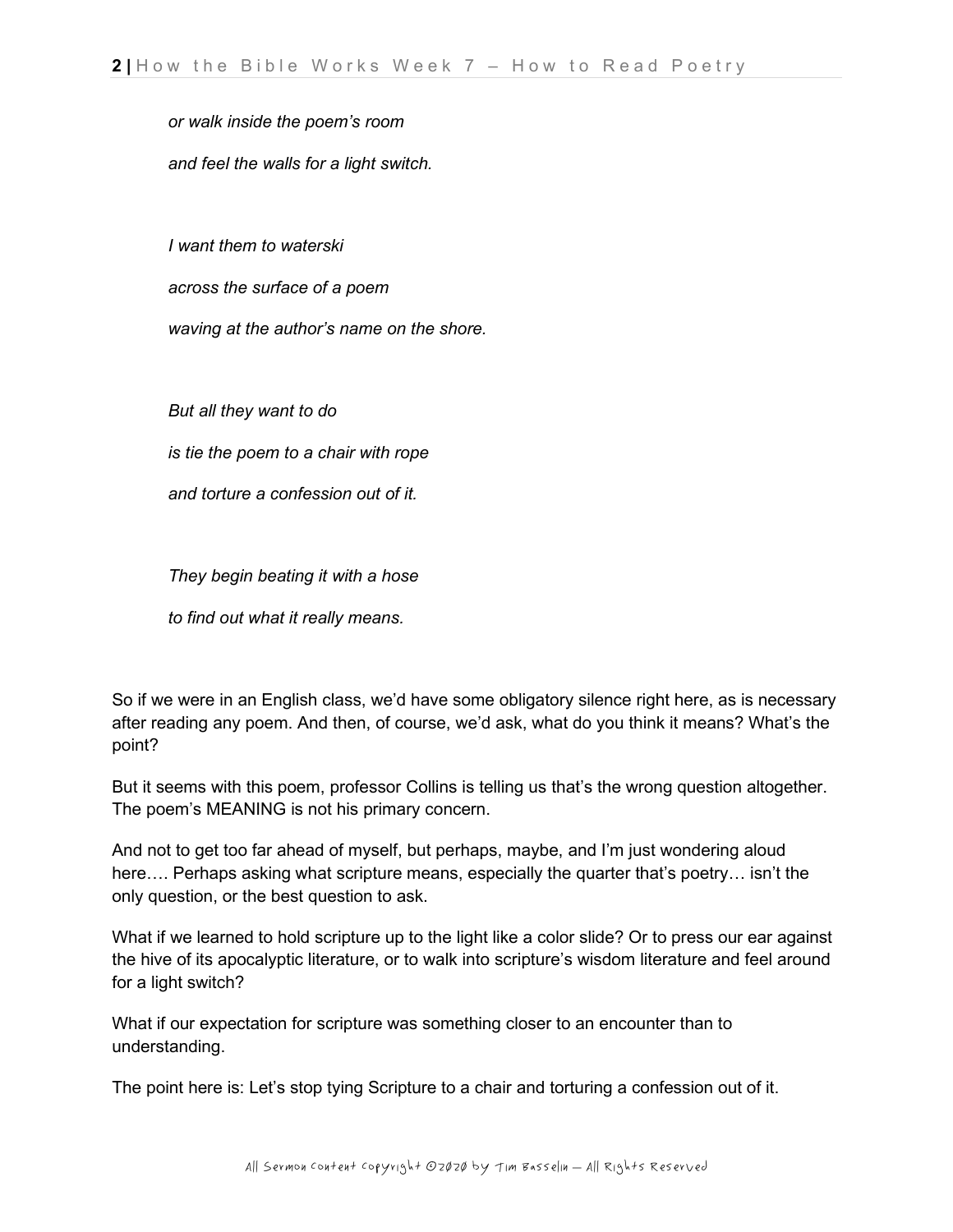*or walk inside the poem's room*

*and feel the walls for a light switch.*

*I want them to waterski*

*across the surface of a poem*

*waving at the author's name on the shore.*

*But all they want to do*

*is tie the poem to a chair with rope*

*and torture a confession out of it.*

*They begin beating it with a hose*

*to find out what it really means.*

So if we were in an English class, we'd have some obligatory silence right here, as is necessary after reading any poem. And then, of course, we'd ask, what do you think it means? What's the point?

But it seems with this poem, professor Collins is telling us that's the wrong question altogether. The poem's MEANING is not his primary concern.

And not to get too far ahead of myself, but perhaps, maybe, and I'm just wondering aloud here…. Perhaps asking what scripture means, especially the quarter that's poetry… isn't the only question, or the best question to ask.

What if we learned to hold scripture up to the light like a color slide? Or to press our ear against the hive of its apocalyptic literature, or to walk into scripture's wisdom literature and feel around for a light switch?

What if our expectation for scripture was something closer to an encounter than to understanding.

The point here is: Let's stop tying Scripture to a chair and torturing a confession out of it.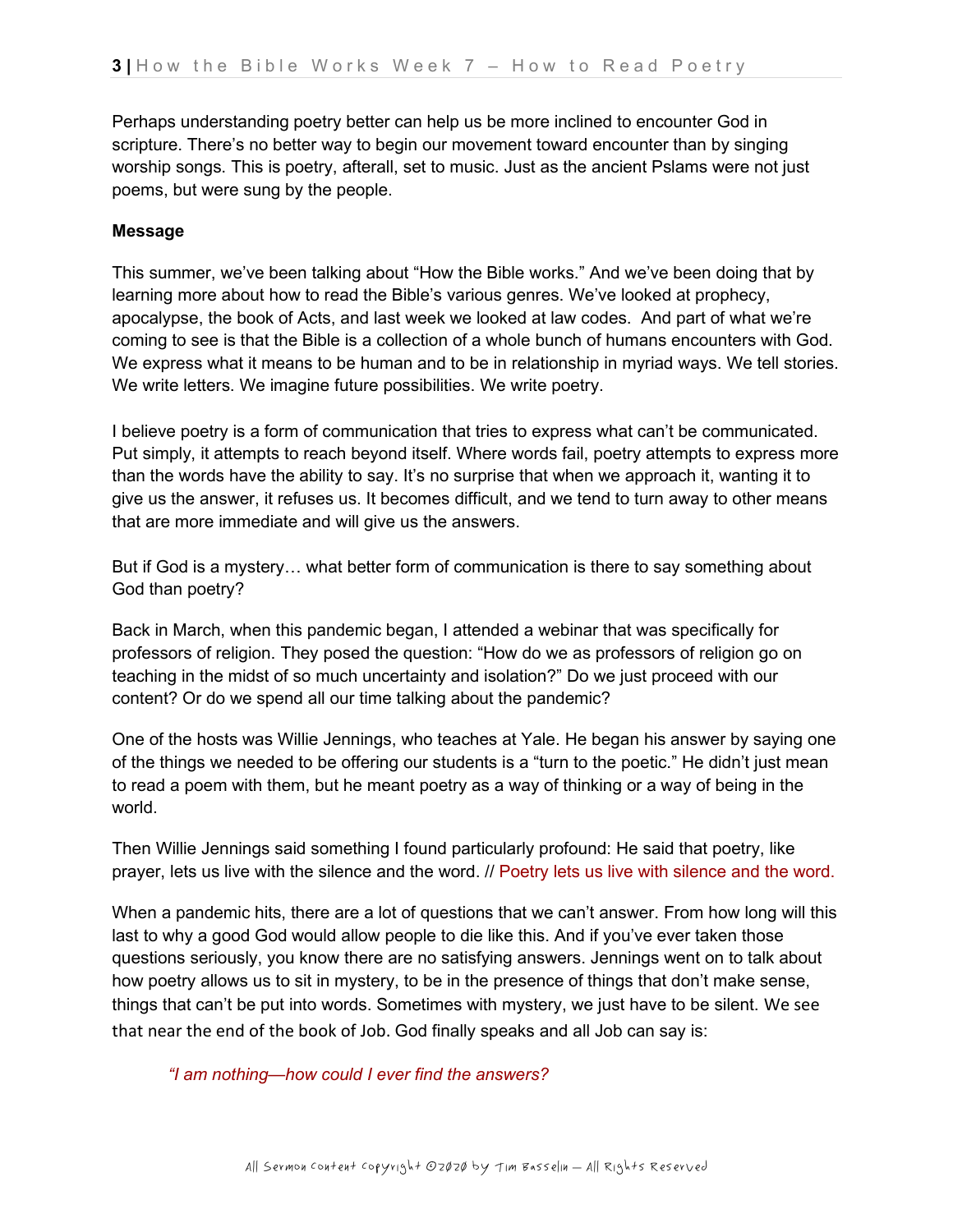Perhaps understanding poetry better can help us be more inclined to encounter God in scripture. There's no better way to begin our movement toward encounter than by singing worship songs. This is poetry, afterall, set to music. Just as the ancient Pslams were not just poems, but were sung by the people.

**Message**

This summer, we've been talking about "How the Bible works." And we've been doing that by learning more about how to read the Bible's various genres. We've looked at prophecy, apocalypse, the book of Acts, and last week we looked at law codes. And part of what we're coming to see is that the Bible is a collection of a whole bunch of humans encounters with God. We express what it means to be human and to be in relationship in myriad ways. We tell stories. We write letters. We imagine future possibilities. We write poetry.

I believe poetry is a form of communication that tries to express what can't be communicated. Put simply, it attempts to reach beyond itself. Where words fail, poetry attempts to express more than the words have the ability to say. It's no surprise that when we approach it, wanting it to give us the answer, it refuses us. It becomes difficult, and we tend to turn away to other means that are more immediate and will give us the answers.

But if God is a mystery… what better form of communication is there to say something about God than poetry?

Back in March, when this pandemic began, I attended a webinar that was specifically for professors of religion. They posed the question: "How do we as professors of religion go on teaching in the midst of so much uncertainty and isolation?" Do we just proceed with our content? Or do we spend all our time talking about the pandemic?

One of the hosts was Willie Jennings, who teaches at Yale. He began his answer by saying one of the things we needed to be offering our students is a "turn to the poetic." He didn't just mean to read a poem with them, but he meant poetry as a way of thinking or a way of being in the world.

Then Willie Jennings said something I found particularly profound: He said that poetry, like prayer, lets us live with the silence and the word. // Poetry lets us live with silence and the word.

When a pandemic hits, there are a lot of questions that we can't answer. From how long will this last to why a good God would allow people to die like this. And if you've ever taken those questions seriously, you know there are no satisfying answers. Jennings went on to talk about how poetry allows us to sit in mystery, to be in the presence of things that don't make sense, things that can't be put into words. Sometimes with mystery, we just have to be silent. We see that near the end of the book of Job. God finally speaks and all Job can say is:

> *"I am nothing—how could I ever find the answers?*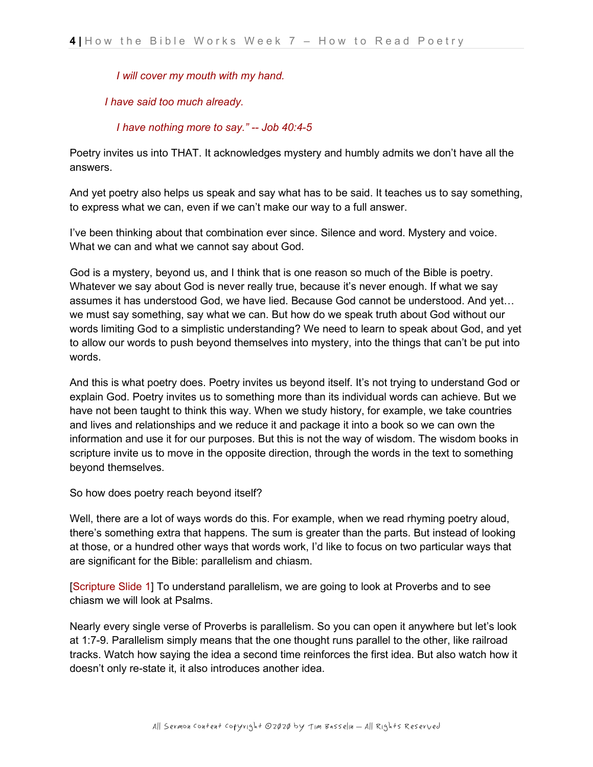*I will cover my mouth with my hand.*

*I have said too much already.*

*I have nothing more to say." -- Job 40:4-5*

Poetry invites us into THAT. It acknowledges mystery and humbly admits we don't have all the answers.

And yet poetry also helps us speak and say what has to be said. It teaches us to say something, to express what we can, even if we can't make our way to a full answer.

I've been thinking about that combination ever since. Silence and word. Mystery and voice. What we can and what we cannot say about God.

God is a mystery, beyond us, and I think that is one reason so much of the Bible is poetry. Whatever we say about God is never really true, because it's never enough. If what we say assumes it has understood God, we have lied. Because God cannot be understood. And yet… we must say something, say what we can. But how do we speak truth about God without our words limiting God to a simplistic understanding? We need to learn to speak about God, and yet to allow our words to push beyond themselves into mystery, into the things that can't be put into words.

And this is what poetry does. Poetry invites us beyond itself. It's not trying to understand God or explain God. Poetry invites us to something more than its individual words can achieve. But we have not been taught to think this way. When we study history, for example, we take countries and lives and relationships and we reduce it and package it into a book so we can own the information and use it for our purposes. But this is not the way of wisdom. The wisdom books in scripture invite us to move in the opposite direction, through the words in the text to something beyond themselves.

So how does poetry reach beyond itself?

Well, there are a lot of ways words do this. For example, when we read rhyming poetry aloud, there's something extra that happens. The sum is greater than the parts. But instead of looking at those, or a hundred other ways that words work, I'd like to focus on two particular ways that are significant for the Bible: parallelism and chiasm.

[Scripture Slide 1] To understand parallelism, we are going to look at Proverbs and to see chiasm we will look at Psalms.

Nearly every single verse of Proverbs is parallelism. So you can open it anywhere but let's look at 1:7-9. Parallelism simply means that the one thought runs parallel to the other, like railroad tracks. Watch how saying the idea a second time reinforces the first idea. But also watch how it doesn't only re-state it, it also introduces another idea.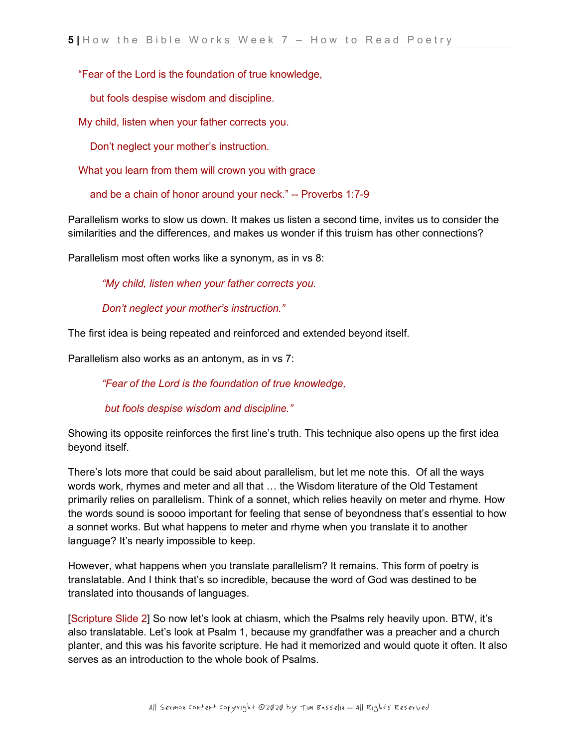"Fear of the Lord is the foundation of true knowledge,

  but fools despise wisdom and discipline.

My child, listen when your father corrects you.

  Don't neglect your mother's instruction.

What you learn from them will crown you with grace

  and be a chain of honor around your neck." -- Proverbs 1:7-9

Parallelism works to slow us down. It makes us listen a second time, invites us to consider the similarities and the differences, and makes us wonder if this truism has other connections?

Parallelism most often works like a synonym, as in vs 8:

> *"My child, listen when your father corrects you.*
>
> *Don't neglect your mother's instruction."*

The first idea is being repeated and reinforced and extended beyond itself.

Parallelism also works as an antonym, as in vs 7:

> *"Fear of the Lord is the foundation of true knowledge,*
>
> *but fools despise wisdom and discipline."*

Showing its opposite reinforces the first line's truth. This technique also opens up the first idea beyond itself.

There's lots more that could be said about parallelism, but let me note this. Of all the ways words work, rhymes and meter and all that … the Wisdom literature of the Old Testament primarily relies on parallelism. Think of a sonnet, which relies heavily on meter and rhyme. How the words sound is soooo important for feeling that sense of beyondness that's essential to how a sonnet works. But what happens to meter and rhyme when you translate it to another language? It's nearly impossible to keep.

However, what happens when you translate parallelism? It remains. This form of poetry is translatable. And I think that's so incredible, because the word of God was destined to be translated into thousands of languages.

[Scripture Slide 2] So now let's look at chiasm, which the Psalms rely heavily upon. BTW, it's also translatable. Let's look at Psalm 1, because my grandfather was a preacher and a church planter, and this was his favorite scripture. He had it memorized and would quote it often. It also serves as an introduction to the whole book of Psalms.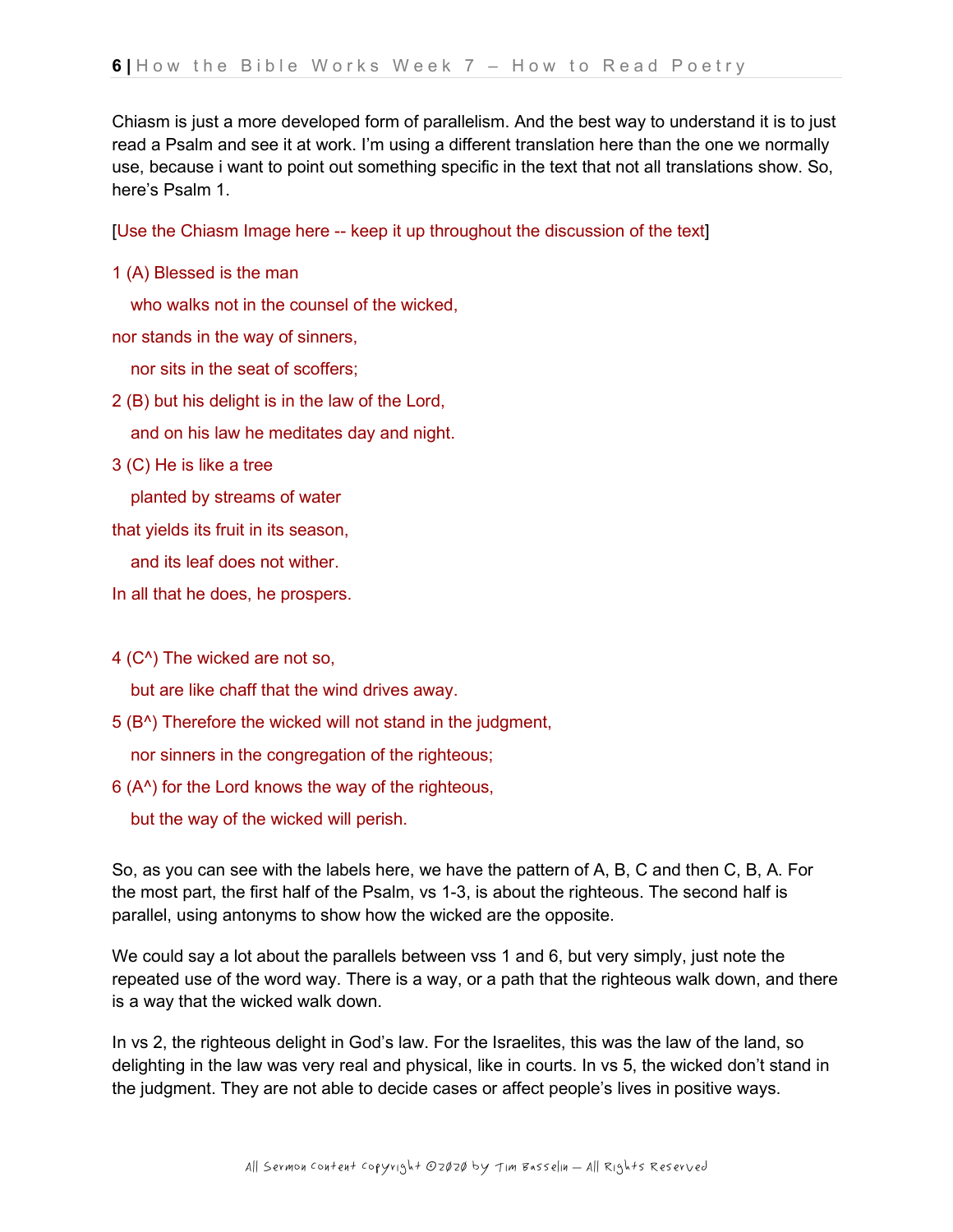Chiasm is just a more developed form of parallelism. And the best way to understand it is to just read a Psalm and see it at work. I'm using a different translation here than the one we normally use, because i want to point out something specific in the text that not all translations show. So, here's Psalm 1.

[Use the Chiasm Image here -- keep it up throughout the discussion of the text]

1 (A) Blessed is the man

who walks not in the counsel of the wicked,

nor stands in the way of sinners,

nor sits in the seat of scoffers;

2 (B) but his delight is in the law of the Lord,

and on his law he meditates day and night.

3 (C) He is like a tree

planted by streams of water

that yields its fruit in its season,

and its leaf does not wither.

In all that he does, he prospers.

4 (C^) The wicked are not so,

but are like chaff that the wind drives away.

5 (B^) Therefore the wicked will not stand in the judgment,

nor sinners in the congregation of the righteous;

6 (A^) for the Lord knows the way of the righteous,

but the way of the wicked will perish.

So, as you can see with the labels here, we have the pattern of A, B, C and then C, B, A. For the most part, the first half of the Psalm, vs 1-3, is about the righteous. The second half is parallel, using antonyms to show how the wicked are the opposite.

We could say a lot about the parallels between vss 1 and 6, but very simply, just note the repeated use of the word way. There is a way, or a path that the righteous walk down, and there is a way that the wicked walk down.

In vs 2, the righteous delight in God's law. For the Israelites, this was the law of the land, so delighting in the law was very real and physical, like in courts. In vs 5, the wicked don't stand in the judgment. They are not able to decide cases or affect people's lives in positive ways.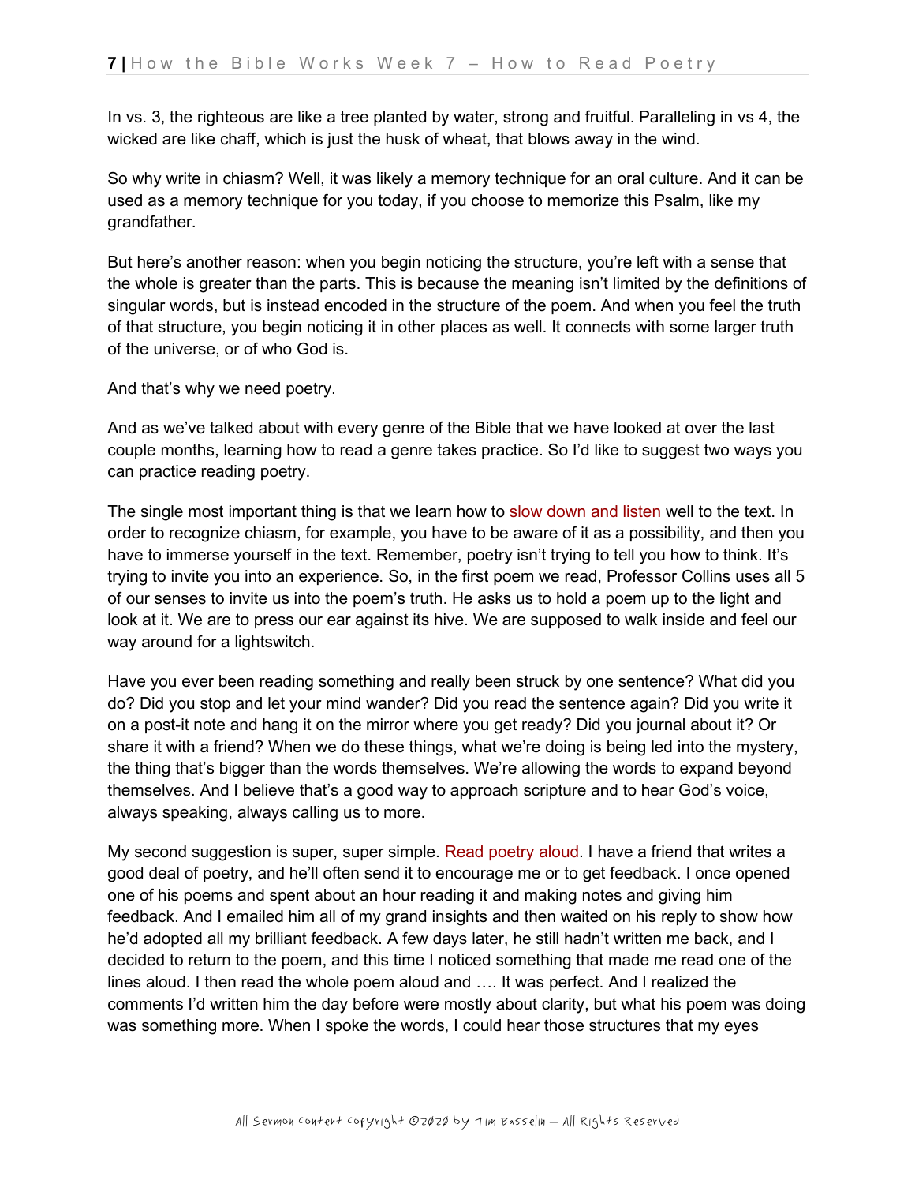In vs. 3, the righteous are like a tree planted by water, strong and fruitful. Paralleling in vs 4, the wicked are like chaff, which is just the husk of wheat, that blows away in the wind.

So why write in chiasm? Well, it was likely a memory technique for an oral culture. And it can be used as a memory technique for you today, if you choose to memorize this Psalm, like my grandfather.

But here's another reason: when you begin noticing the structure, you're left with a sense that the whole is greater than the parts. This is because the meaning isn't limited by the definitions of singular words, but is instead encoded in the structure of the poem. And when you feel the truth of that structure, you begin noticing it in other places as well. It connects with some larger truth of the universe, or of who God is.

And that's why we need poetry.

And as we've talked about with every genre of the Bible that we have looked at over the last couple months, learning how to read a genre takes practice. So I'd like to suggest two ways you can practice reading poetry.

The single most important thing is that we learn how to slow down and listen well to the text. In order to recognize chiasm, for example, you have to be aware of it as a possibility, and then you have to immerse yourself in the text. Remember, poetry isn't trying to tell you how to think. It's trying to invite you into an experience. So, in the first poem we read, Professor Collins uses all 5 of our senses to invite us into the poem's truth. He asks us to hold a poem up to the light and look at it. We are to press our ear against its hive. We are supposed to walk inside and feel our way around for a lightswitch.

Have you ever been reading something and really been struck by one sentence? What did you do? Did you stop and let your mind wander? Did you read the sentence again? Did you write it on a post-it note and hang it on the mirror where you get ready? Did you journal about it? Or share it with a friend? When we do these things, what we're doing is being led into the mystery, the thing that's bigger than the words themselves. We're allowing the words to expand beyond themselves. And I believe that's a good way to approach scripture and to hear God's voice, always speaking, always calling us to more.

My second suggestion is super, super simple. Read poetry aloud. I have a friend that writes a good deal of poetry, and he'll often send it to encourage me or to get feedback. I once opened one of his poems and spent about an hour reading it and making notes and giving him feedback. And I emailed him all of my grand insights and then waited on his reply to show how he'd adopted all my brilliant feedback. A few days later, he still hadn't written me back, and I decided to return to the poem, and this time I noticed something that made me read one of the lines aloud. I then read the whole poem aloud and …. It was perfect. And I realized the comments I'd written him the day before were mostly about clarity, but what his poem was doing was something more. When I spoke the words, I could hear those structures that my eyes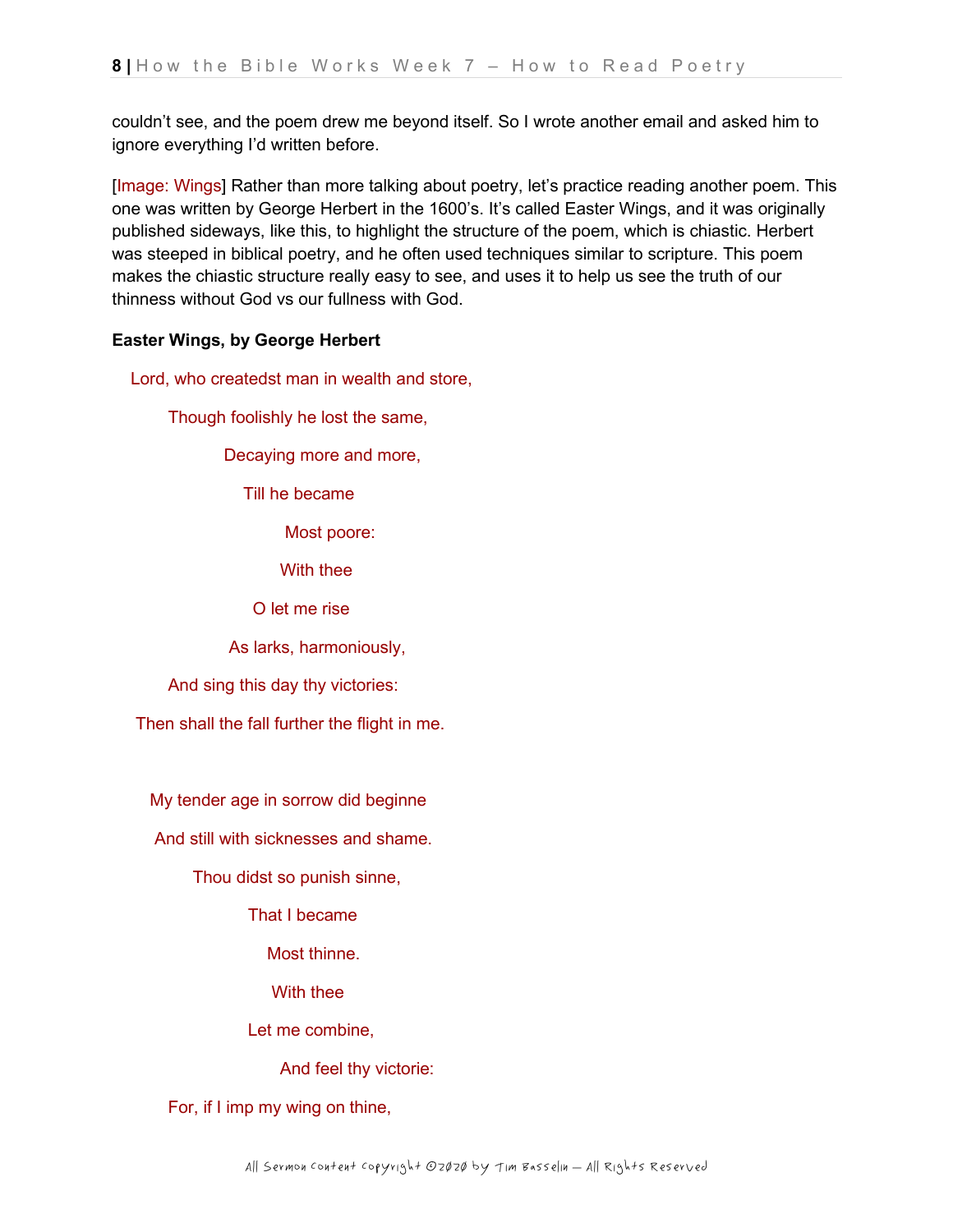couldn't see, and the poem drew me beyond itself. So I wrote another email and asked him to ignore everything I'd written before.

[Image: Wings] Rather than more talking about poetry, let's practice reading another poem. This one was written by George Herbert in the 1600's. It's called Easter Wings, and it was originally published sideways, like this, to highlight the structure of the poem, which is chiastic. Herbert was steeped in biblical poetry, and he often used techniques similar to scripture. This poem makes the chiastic structure really easy to see, and uses it to help us see the truth of our thinness without God vs our fullness with God.

**Easter Wings, by George Herbert**

Lord, who createdst man in wealth and store,

Though foolishly he lost the same,

Decaying more and more,

Till he became

Most poore:

With thee

O let me rise

As larks, harmoniously,

And sing this day thy victories:

Then shall the fall further the flight in me.

My tender age in sorrow did beginne

And still with sicknesses and shame.

Thou didst so punish sinne,

That I became

Most thinne.

With thee

Let me combine,

And feel thy victorie:

For, if I imp my wing on thine,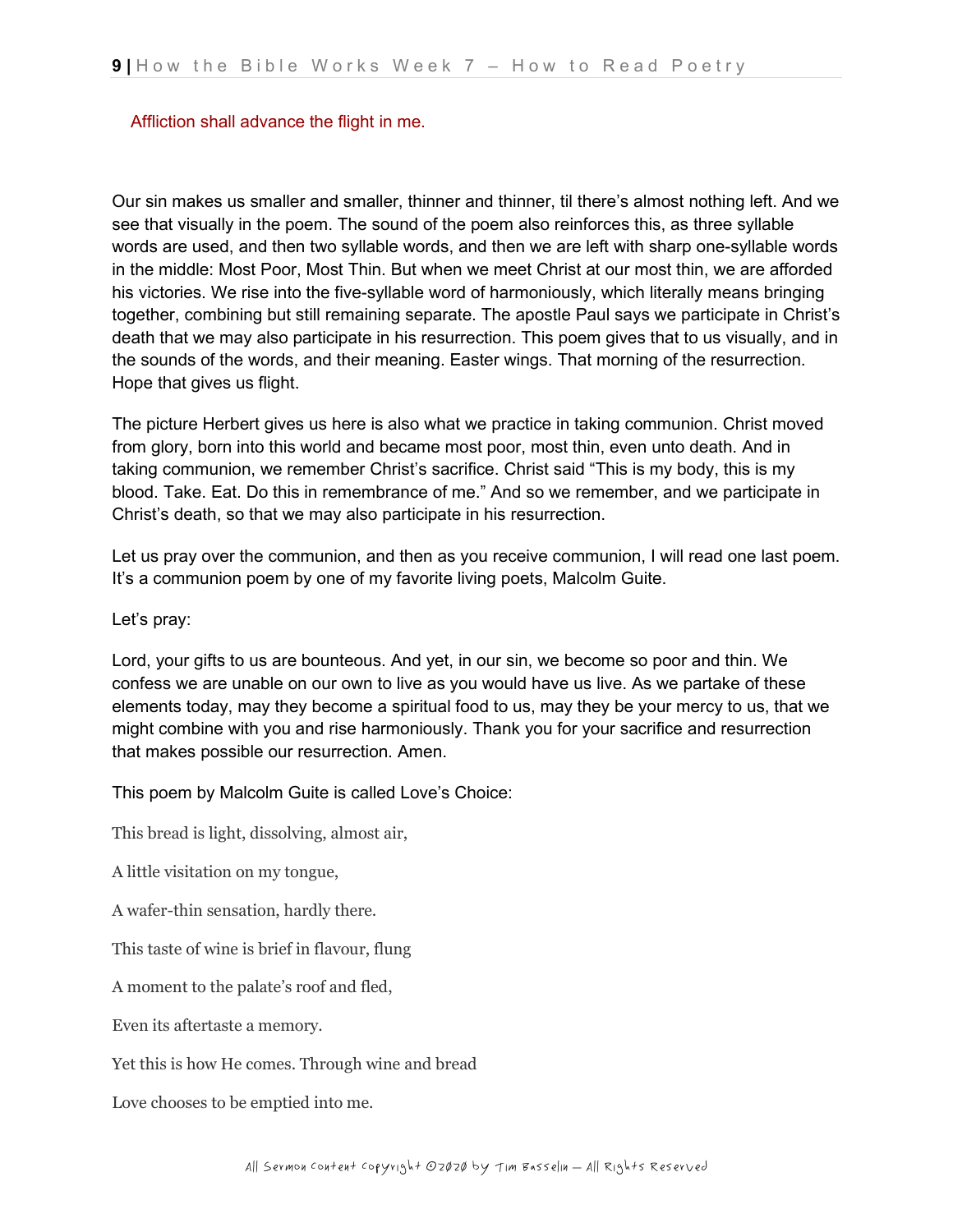Affliction shall advance the flight in me.

Our sin makes us smaller and smaller, thinner and thinner, til there's almost nothing left. And we see that visually in the poem. The sound of the poem also reinforces this, as three syllable words are used, and then two syllable words, and then we are left with sharp one-syllable words in the middle: Most Poor, Most Thin. But when we meet Christ at our most thin, we are afforded his victories. We rise into the five-syllable word of harmoniously, which literally means bringing together, combining but still remaining separate. The apostle Paul says we participate in Christ's death that we may also participate in his resurrection. This poem gives that to us visually, and in the sounds of the words, and their meaning. Easter wings. That morning of the resurrection. Hope that gives us flight.

The picture Herbert gives us here is also what we practice in taking communion. Christ moved from glory, born into this world and became most poor, most thin, even unto death. And in taking communion, we remember Christ's sacrifice. Christ said "This is my body, this is my blood. Take. Eat. Do this in remembrance of me." And so we remember, and we participate in Christ's death, so that we may also participate in his resurrection.

Let us pray over the communion, and then as you receive communion, I will read one last poem. It's a communion poem by one of my favorite living poets, Malcolm Guite.

Let's pray:

Lord, your gifts to us are bounteous. And yet, in our sin, we become so poor and thin. We confess we are unable on our own to live as you would have us live. As we partake of these elements today, may they become a spiritual food to us, may they be your mercy to us, that we might combine with you and rise harmoniously. Thank you for your sacrifice and resurrection that makes possible our resurrection. Amen.

This poem by Malcolm Guite is called Love's Choice:

This bread is light, dissolving, almost air,

A little visitation on my tongue,

A wafer-thin sensation, hardly there.

This taste of wine is brief in flavour, flung

A moment to the palate's roof and fled,

Even its aftertaste a memory.

Yet this is how He comes. Through wine and bread

Love chooses to be emptied into me.

All Sermon Content Copyright ©2020 by Tim Basselin – All Rights Reserved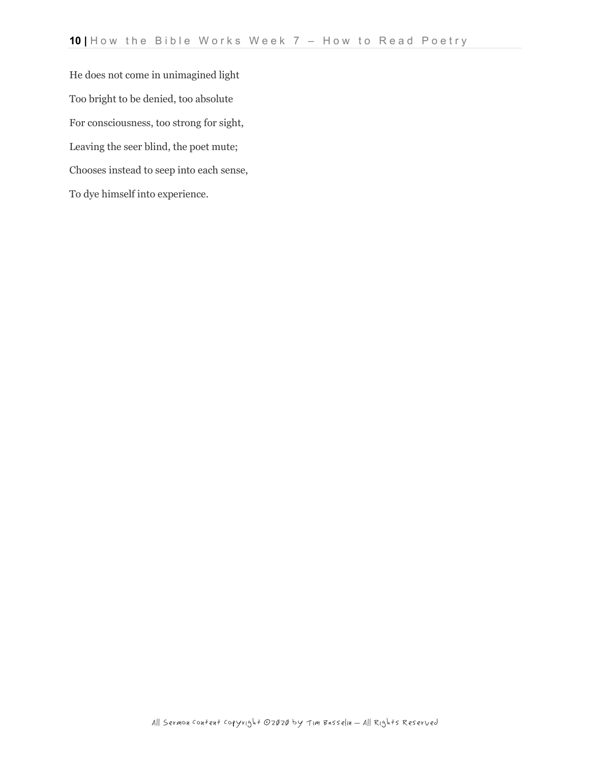He does not come in unimagined light

Too bright to be denied, too absolute

For consciousness, too strong for sight,

Leaving the seer blind, the poet mute;

Chooses instead to seep into each sense,

To dye himself into experience.